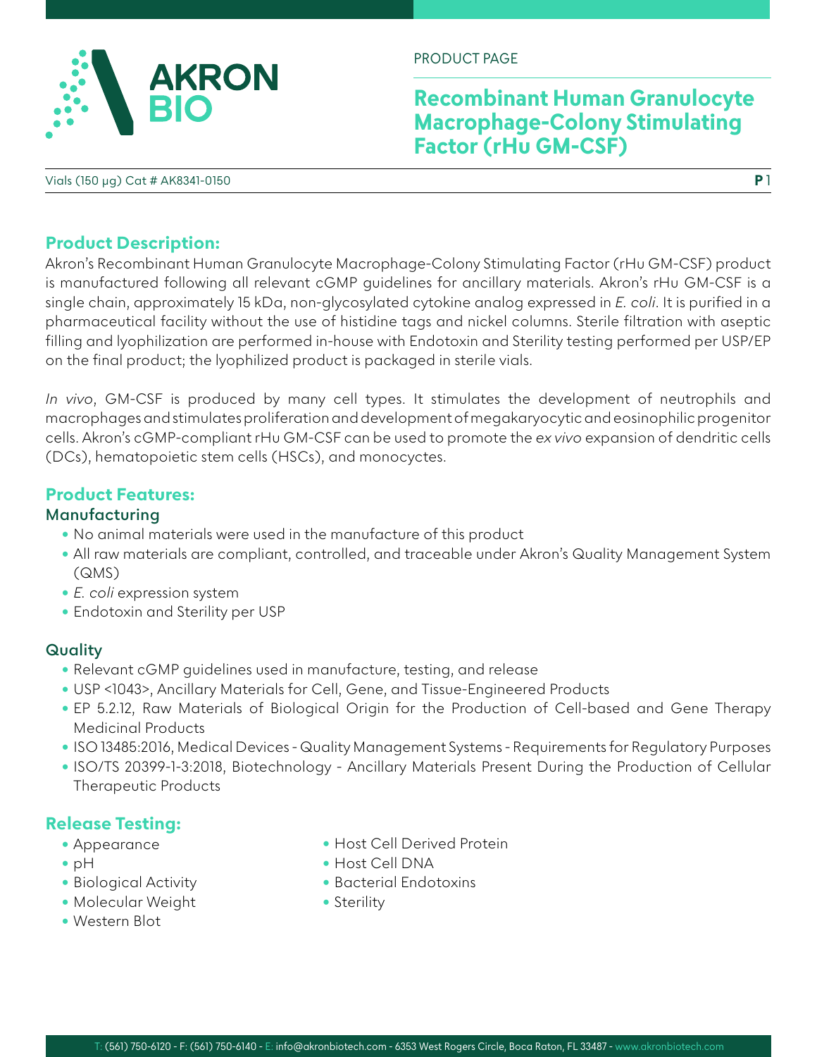PRODUCT PAGE

# Recombinant Human Granulocyte Macrophage-Colony Stimulating Factor (rHu GM-CSF)

Vials (150 µg) Cat # AK8341-0150

## Product Description:

Akron's Recombinant Human Granulocyte Macrophage-Colony Stimulating Factor (rHu GM-CSF) product is manufactured following all relevant cGMP guidelines for ancillary materials. Akron's rHu GM-CSF is a single chain, approximately 15 kDa, non-glycosylated cytokine analog expressed in *E. coli*. It is purified in a pharmaceutical facility without the use of histidine tags and nickel columns. Sterile filtration with aseptic filling and lyophilization are performed in-house with Endotoxin and Sterility testing performed per USP/EP on the final product; the lyophilized product is packaged in sterile vials.

*In vivo*, GM-CSF is produced by many cell types. It stimulates the development of neutrophils and macrophages and stimulates proliferation and development of megakaryocytic and eosinophilic progenitor cells. Akron's cGMP-compliant rHu GM-CSF can be used to promote the *ex vivo* expansion of dendritic cells (DCs), hematopoietic stem cells (HSCs), and monocyctes.

## Product Features:

### Manufacturing

- No animal materials were used in the manufacture of this product
- All raw materials are compliant, controlled, and traceable under Akron's Quality Management System (QMS)
- *E. coli* expression system
- Endotoxin and Sterility per USP

### Quality

- Relevant cGMP guidelines used in manufacture, testing, and release
- USP <1043>, Ancillary Materials for Cell, Gene, and Tissue-Engineered Products
- EP 5.2.12, Raw Materials of Biological Origin for the Production of Cell-based and Gene Therapy Medicinal Products
- ISO 13485:2016, Medical Devices - Quality Management Systems - Requirements for Regulatory Purposes
- ISO/TS 20399-1-3:2018, Biotechnology - Ancillary Materials Present During the Production of Cellular Therapeutic Products

## Release Testing:

- Appearance
- pH
- Biological Activity
- Molecular Weight
- Western Blot
- Host Cell Derived Protein
- Host Cell DNA
- Bacterial Endotoxins
- Sterility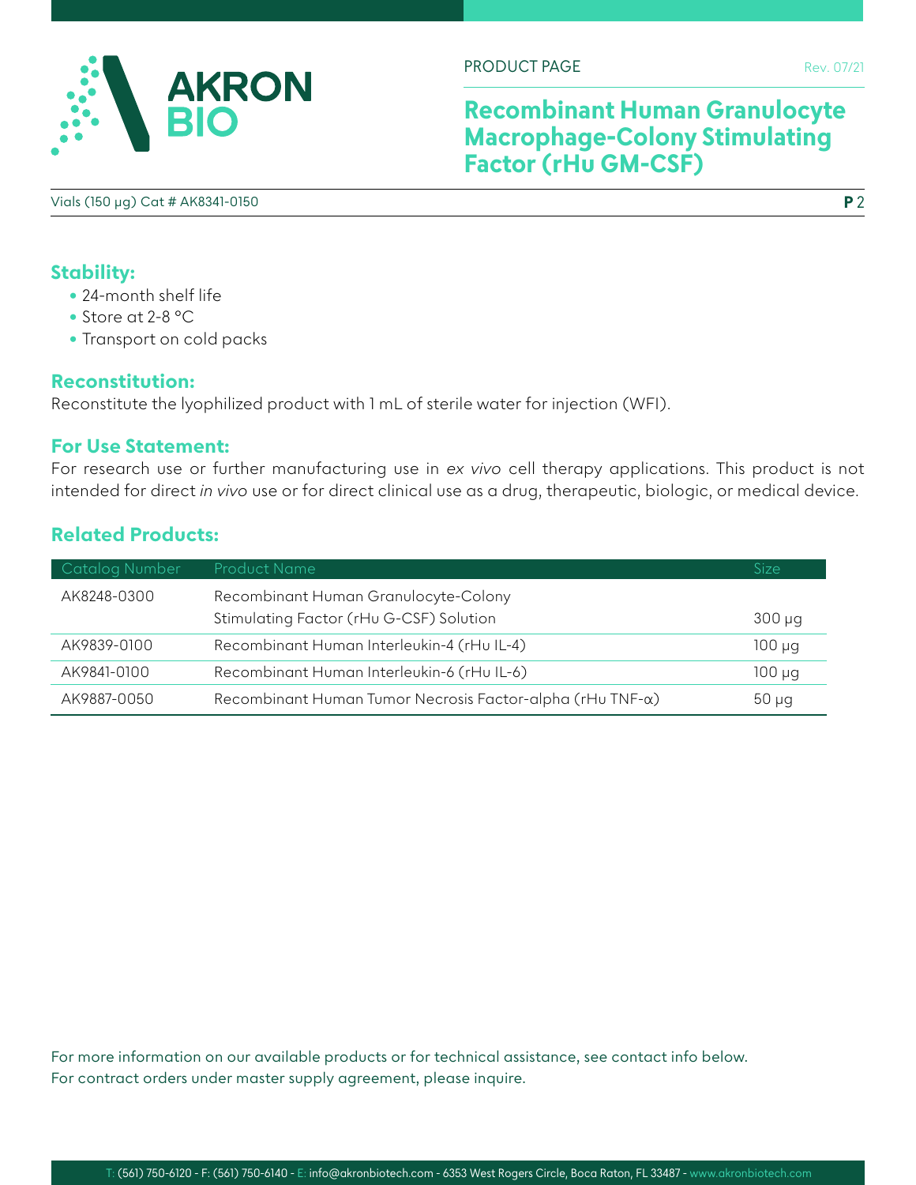## Stability:

- 24-month shelf life
- Store at 2-8 °C
- Transport on cold packs

## Reconstitution:

Reconstitute the lyophilized product with 1 mL of sterile water for injection (WFI).

## For Use Statement:

For research use or further manufacturing use in *ex vivo* cell therapy applications. This product is not intended for direct *in vivo* use or for direct clinical use as a drug, therapeutic, biologic, or medical device.

## Related Products:

| Catalog Number | Product Name | Size |
|---|---|---|
| AK8248-0300 | Recombinant Human Granulocyte-Colony Stimulating Factor (rHu G-CSF) Solution | 300 µg |
| AK9839-0100 | Recombinant Human Interleukin-4 (rHu IL-4) | 100 µg |
| AK9841-0100 | Recombinant Human Interleukin-6 (rHu IL-6) | 100 µg |
| AK9887-0050 | Recombinant Human Tumor Necrosis Factor-alpha (rHu TNF-α) | 50 µg |

For more information on our available products or for technical assistance, see contact info below.
For contract orders under master supply agreement, please inquire.

T: (561) 750-6120 - F: (561) 750-6140 - E: info@akronbiotech.com - 6353 West Rogers Circle, Boca Raton, FL 33487 - www.akronbiotech.com